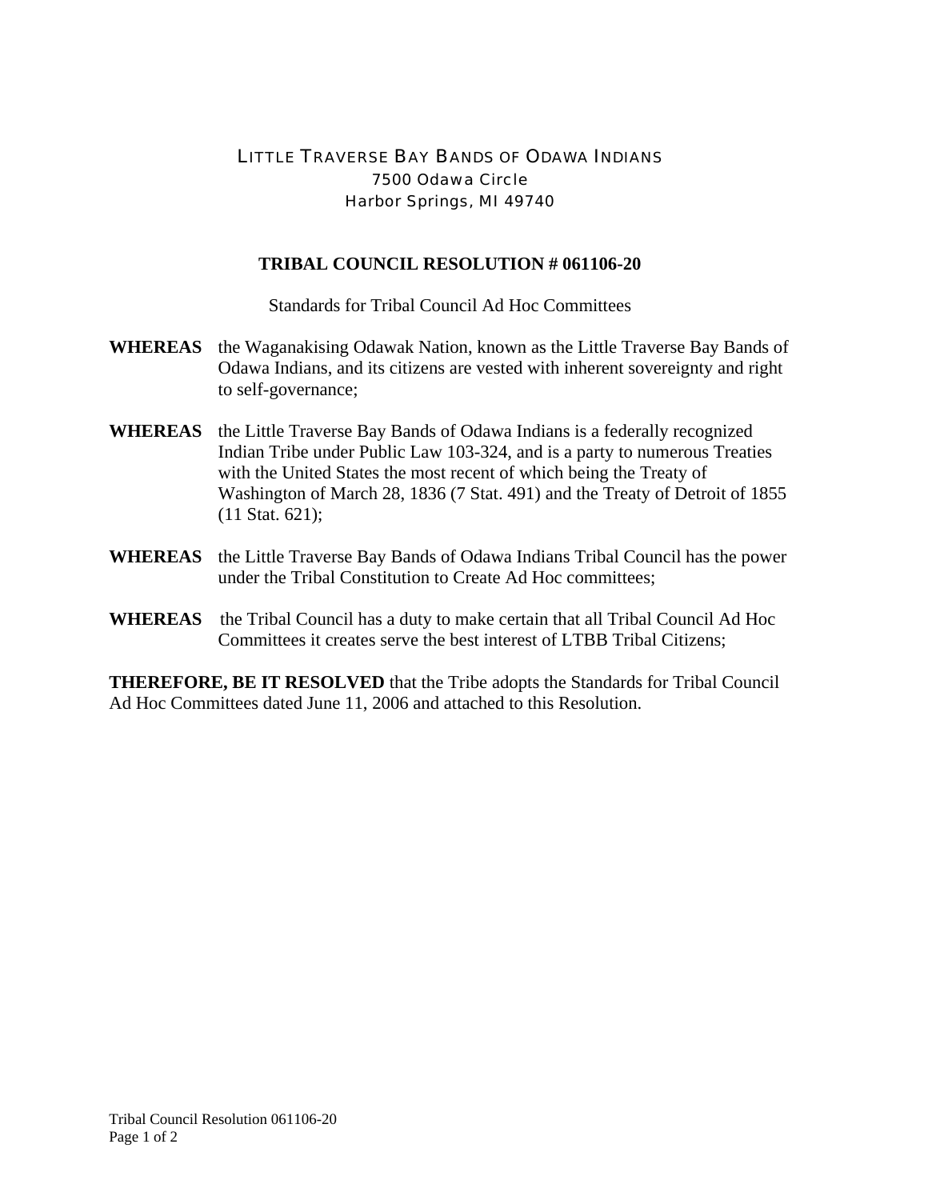LITTLE TRAVERSE BAY BANDS OF ODAWA INDIANS
7500 Odawa Circle
Harbor Springs, MI 49740

**TRIBAL COUNCIL RESOLUTION # 061106-20**

Standards for Tribal Council Ad Hoc Committees

**WHEREAS** the Waganakising Odawak Nation, known as the Little Traverse Bay Bands of Odawa Indians, and its citizens are vested with inherent sovereignty and right to self-governance;

**WHEREAS** the Little Traverse Bay Bands of Odawa Indians is a federally recognized Indian Tribe under Public Law 103-324, and is a party to numerous Treaties with the United States the most recent of which being the Treaty of Washington of March 28, 1836 (7 Stat. 491) and the Treaty of Detroit of 1855 (11 Stat. 621);

**WHEREAS** the Little Traverse Bay Bands of Odawa Indians Tribal Council has the power under the Tribal Constitution to Create Ad Hoc committees;

**WHEREAS** the Tribal Council has a duty to make certain that all Tribal Council Ad Hoc Committees it creates serve the best interest of LTBB Tribal Citizens;

**THEREFORE, BE IT RESOLVED** that the Tribe adopts the Standards for Tribal Council Ad Hoc Committees dated June 11, 2006 and attached to this Resolution.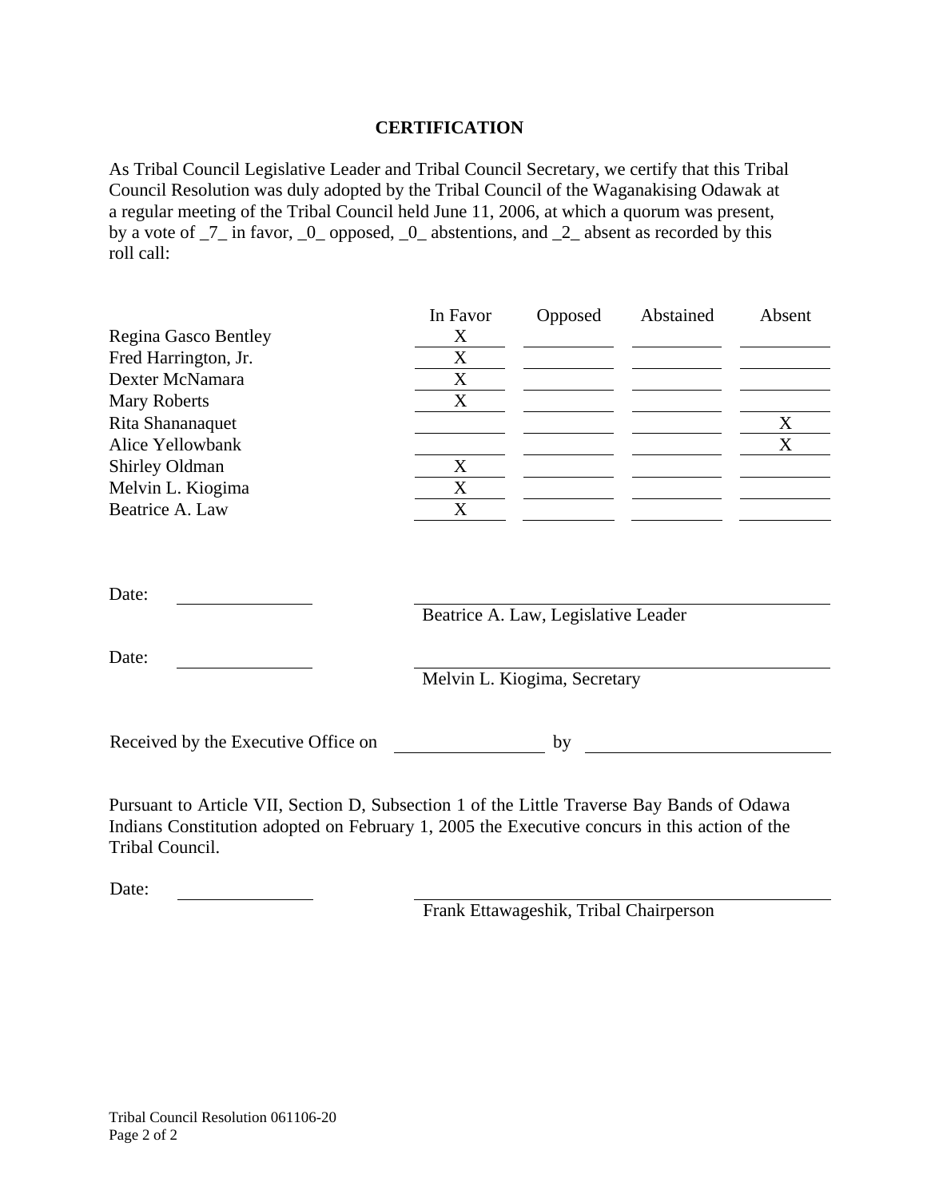## CERTIFICATION

As Tribal Council Legislative Leader and Tribal Council Secretary, we certify that this Tribal Council Resolution was duly adopted by the Tribal Council of the Waganakising Odawak at a regular meeting of the Tribal Council held June 11, 2006, at which a quorum was present, by a vote of _7_ in favor, _0_ opposed, _0_ abstentions, and _2_ absent as recorded by this roll call:

| | In Favor | Opposed | Abstained | Absent |
|---|---|---|---|---|
| Regina Gasco Bentley | X | | | |
| Fred Harrington, Jr. | X | | | |
| Dexter McNamara | X | | | |
| Mary Roberts | X | | | |
| Rita Shananaquet | | | | X |
| Alice Yellowbank | | | | X |
| Shirley Oldman | X | | | |
| Melvin L. Kiogima | X | | | |
| Beatrice A. Law | X | | | |

Date: ______________ ______________________________
Beatrice A. Law, Legislative Leader

Date: ______________ ______________________________
Melvin L. Kiogima, Secretary

Received by the Executive Office on ______________ by ______________________

Pursuant to Article VII, Section D, Subsection 1 of the Little Traverse Bay Bands of Odawa Indians Constitution adopted on February 1, 2005 the Executive concurs in this action of the Tribal Council.

Date: ______________ ______________________________
Frank Ettawageshik, Tribal Chairperson

Tribal Council Resolution 061106-20